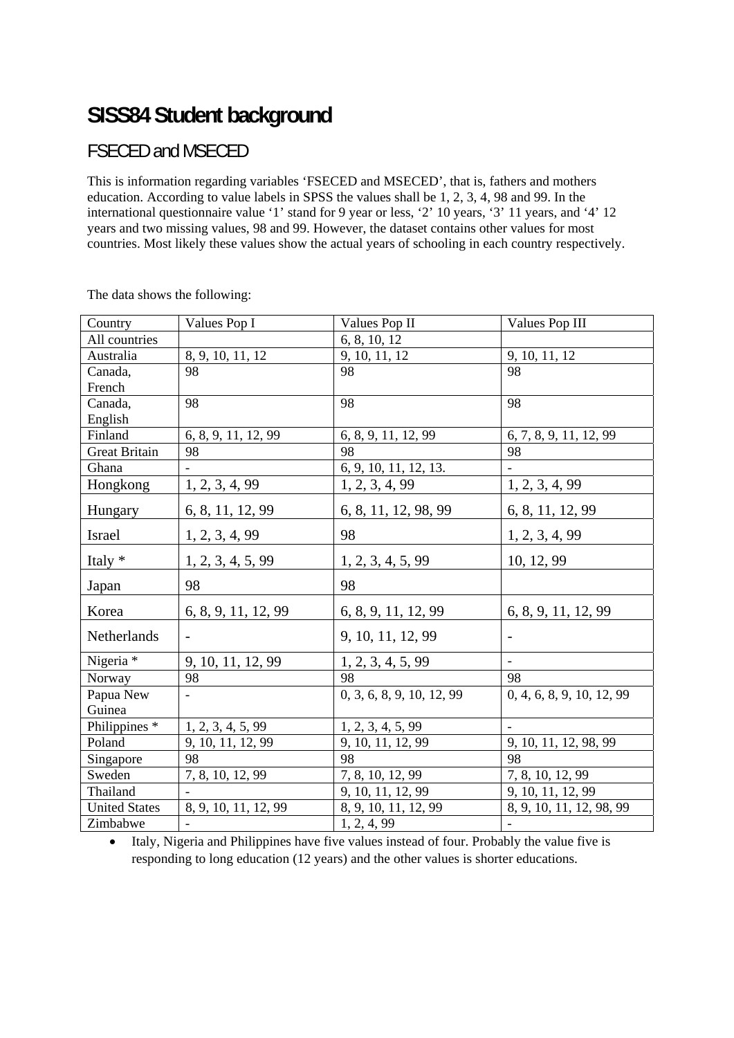# SISS84 Student background

## FSECED and MSECED

This is information regarding variables 'FSECED and MSECED', that is, fathers and mothers education. According to value labels in SPSS the values shall be 1, 2, 3, 4, 98 and 99. In the international questionnaire value '1' stand for 9 year or less, '2' 10 years, '3' 11 years, and '4' 12 years and two missing values, 98 and 99. However, the dataset contains other values for most countries. Most likely these values show the actual years of schooling in each country respectively.

The data shows the following:

| Country | Values Pop I | Values Pop II | Values Pop III |
|---|---|---|---|
| All countries | | 6, 8, 10, 12 | |
| Australia | 8, 9, 10, 11, 12 | 9, 10, 11, 12 | 9, 10, 11, 12 |
| Canada, French | 98 | 98 | 98 |
| Canada, English | 98 | 98 | 98 |
| Finland | 6, 8, 9, 11, 12, 99 | 6, 8, 9, 11, 12, 99 | 6, 7, 8, 9, 11, 12, 99 |
| Great Britain | 98 | 98 | 98 |
| Ghana | - | 6, 9, 10, 11, 12, 13. | - |
| Hongkong | 1, 2, 3, 4, 99 | 1, 2, 3, 4, 99 | 1, 2, 3, 4, 99 |
| Hungary | 6, 8, 11, 12, 99 | 6, 8, 11, 12, 98, 99 | 6, 8, 11, 12, 99 |
| Israel | 1, 2, 3, 4, 99 | 98 | 1, 2, 3, 4, 99 |
| Italy * | 1, 2, 3, 4, 5, 99 | 1, 2, 3, 4, 5, 99 | 10, 12, 99 |
| Japan | 98 | 98 | |
| Korea | 6, 8, 9, 11, 12, 99 | 6, 8, 9, 11, 12, 99 | 6, 8, 9, 11, 12, 99 |
| Netherlands | - | 9, 10, 11, 12, 99 | - |
| Nigeria * | 9, 10, 11, 12, 99 | 1, 2, 3, 4, 5, 99 | - |
| Norway | 98 | 98 | 98 |
| Papua New Guinea | - | 0, 3, 6, 8, 9, 10, 12, 99 | 0, 4, 6, 8, 9, 10, 12, 99 |
| Philippines * | 1, 2, 3, 4, 5, 99 | 1, 2, 3, 4, 5, 99 | - |
| Poland | 9, 10, 11, 12, 99 | 9, 10, 11, 12, 99 | 9, 10, 11, 12, 98, 99 |
| Singapore | 98 | 98 | 98 |
| Sweden | 7, 8, 10, 12, 99 | 7, 8, 10, 12, 99 | 7, 8, 10, 12, 99 |
| Thailand | - | 9, 10, 11, 12, 99 | 9, 10, 11, 12, 99 |
| United States | 8, 9, 10, 11, 12, 99 | 8, 9, 10, 11, 12, 99 | 8, 9, 10, 11, 12, 98, 99 |
| Zimbabwe | - | 1, 2, 4, 99 | - |

- Italy, Nigeria and Philippines have five values instead of four. Probably the value five is responding to long education (12 years) and the other values is shorter educations.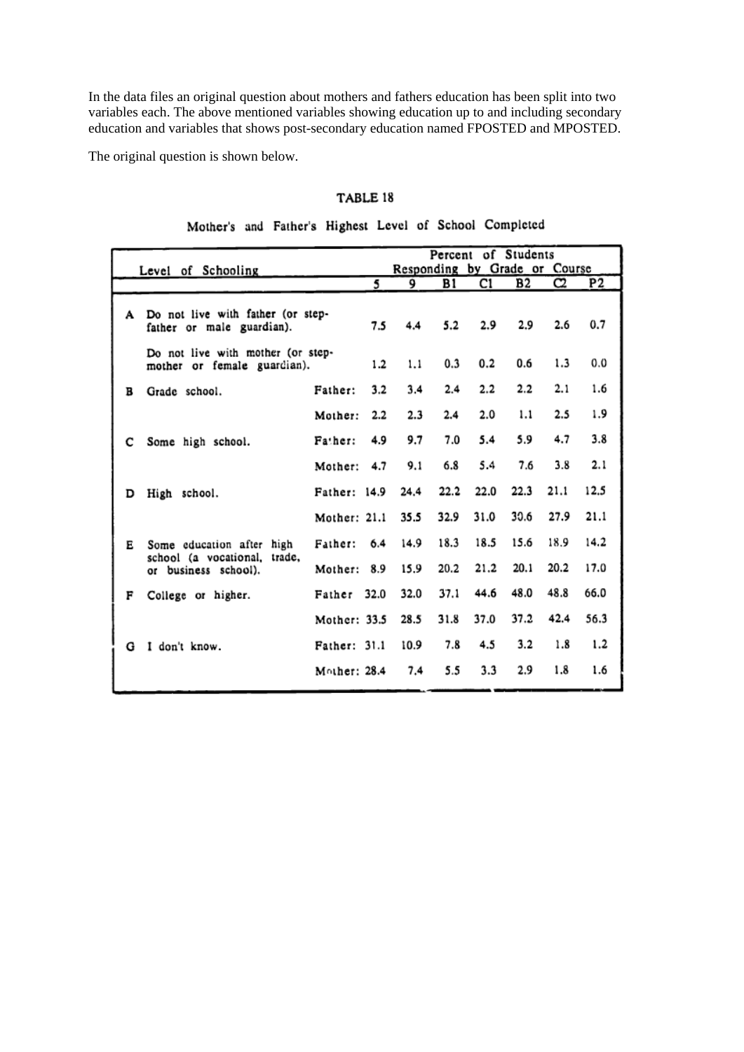In the data files an original question about mothers and fathers education has been split into two variables each. The above mentioned variables showing education up to and including secondary education and variables that shows post-secondary education named FPOSTED and MPOSTED.

The original question is shown below.

TABLE 18

Mother's and Father's Highest Level of School Completed

| Level of Schooling | | | Percent of Students Responding by Grade or Course | | | | | | |
|---|---|---|---|---|---|---|---|---|---|
| | | | 5 | 9 | B1 | C1 | B2 | C2 | P2 |
| A | Do not live with father (or step-father or male guardian). | | 7.5 | 4.4 | 5.2 | 2.9 | 2.9 | 2.6 | 0.7 |
| | Do not live with mother (or step-mother or female guardian). | | 1.2 | 1.1 | 0.3 | 0.2 | 0.6 | 1.3 | 0.0 |
| B | Grade school. | Father: | 3.2 | 3.4 | 2.4 | 2.2 | 2.2 | 2.1 | 1.6 |
| | | Mother: | 2.2 | 2.3 | 2.4 | 2.0 | 1.1 | 2.5 | 1.9 |
| C | Some high school. | Father: | 4.9 | 9.7 | 7.0 | 5.4 | 5.9 | 4.7 | 3.8 |
| | | Mother: | 4.7 | 9.1 | 6.8 | 5.4 | 7.6 | 3.8 | 2.1 |
| D | High school. | Father: | 14.9 | 24.4 | 22.2 | 22.0 | 22.3 | 21.1 | 12.5 |
| | | Mother: | 21.1 | 35.5 | 32.9 | 31.0 | 30.6 | 27.9 | 21.1 |
| E | Some education after high school (a vocational, trade, or business school). | Father: | 6.4 | 14.9 | 18.3 | 18.5 | 15.6 | 18.9 | 14.2 |
| | | Mother: | 8.9 | 15.9 | 20.2 | 21.2 | 20.1 | 20.2 | 17.0 |
| F | College or higher. | Father | 32.0 | 32.0 | 37.1 | 44.6 | 48.0 | 48.8 | 66.0 |
| | | Mother: | 33.5 | 28.5 | 31.8 | 37.0 | 37.2 | 42.4 | 56.3 |
| G | I don't know. | Father: | 31.1 | 10.9 | 7.8 | 4.5 | 3.2 | 1.8 | 1.2 |
| | | Mother: | 28.4 | 7.4 | 5.5 | 3.3 | 2.9 | 1.8 | 1.6 |